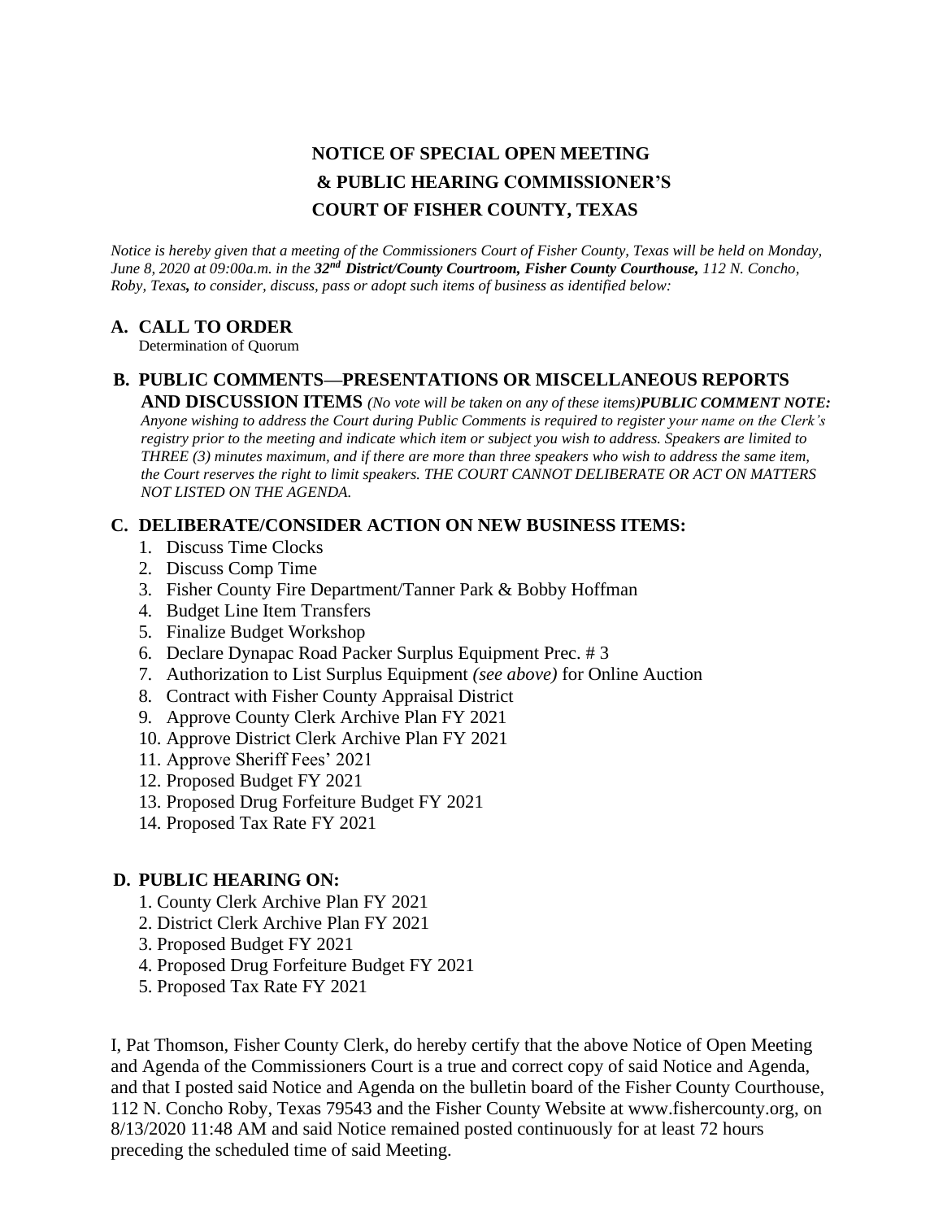# NOTICE OF SPECIAL OPEN MEETING & PUBLIC HEARING COMMISSIONER'S COURT OF FISHER COUNTY, TEXAS

*Notice is hereby given that a meeting of the Commissioners Court of Fisher County, Texas will be held on Monday, June 8, 2020 at 09:00a.m. in the **32nd District/County Courtroom, Fisher County Courthouse,** 112 N. Concho, Roby, Texas, to consider, discuss, pass or adopt such items of business as identified below:*

## A. CALL TO ORDER

Determination of Quorum

## B. PUBLIC COMMENTS—PRESENTATIONS OR MISCELLANEOUS REPORTS AND DISCUSSION ITEMS

*(No vote will be taken on any of these items)**PUBLIC COMMENT NOTE:** Anyone wishing to address the Court during Public Comments is required to register your name on the Clerk's registry prior to the meeting and indicate which item or subject you wish to address. Speakers are limited to THREE (3) minutes maximum, and if there are more than three speakers who wish to address the same item, the Court reserves the right to limit speakers. THE COURT CANNOT DELIBERATE OR ACT ON MATTERS NOT LISTED ON THE AGENDA.*

## C. DELIBERATE/CONSIDER ACTION ON NEW BUSINESS ITEMS:

1. Discuss Time Clocks
2. Discuss Comp Time
3. Fisher County Fire Department/Tanner Park & Bobby Hoffman
4. Budget Line Item Transfers
5. Finalize Budget Workshop
6. Declare Dynapac Road Packer Surplus Equipment Prec. # 3
7. Authorization to List Surplus Equipment *(see above)* for Online Auction
8. Contract with Fisher County Appraisal District
9. Approve County Clerk Archive Plan FY 2021
10. Approve District Clerk Archive Plan FY 2021
11. Approve Sheriff Fees' 2021
12. Proposed Budget FY 2021
13. Proposed Drug Forfeiture Budget FY 2021
14. Proposed Tax Rate FY 2021

## D. PUBLIC HEARING ON:

1. County Clerk Archive Plan FY 2021
2. District Clerk Archive Plan FY 2021
3. Proposed Budget FY 2021
4. Proposed Drug Forfeiture Budget FY 2021
5. Proposed Tax Rate FY 2021

I, Pat Thomson, Fisher County Clerk, do hereby certify that the above Notice of Open Meeting and Agenda of the Commissioners Court is a true and correct copy of said Notice and Agenda, and that I posted said Notice and Agenda on the bulletin board of the Fisher County Courthouse, 112 N. Concho Roby, Texas 79543 and the Fisher County Website at www.fishercounty.org, on 8/13/2020 11:48 AM and said Notice remained posted continuously for at least 72 hours preceding the scheduled time of said Meeting.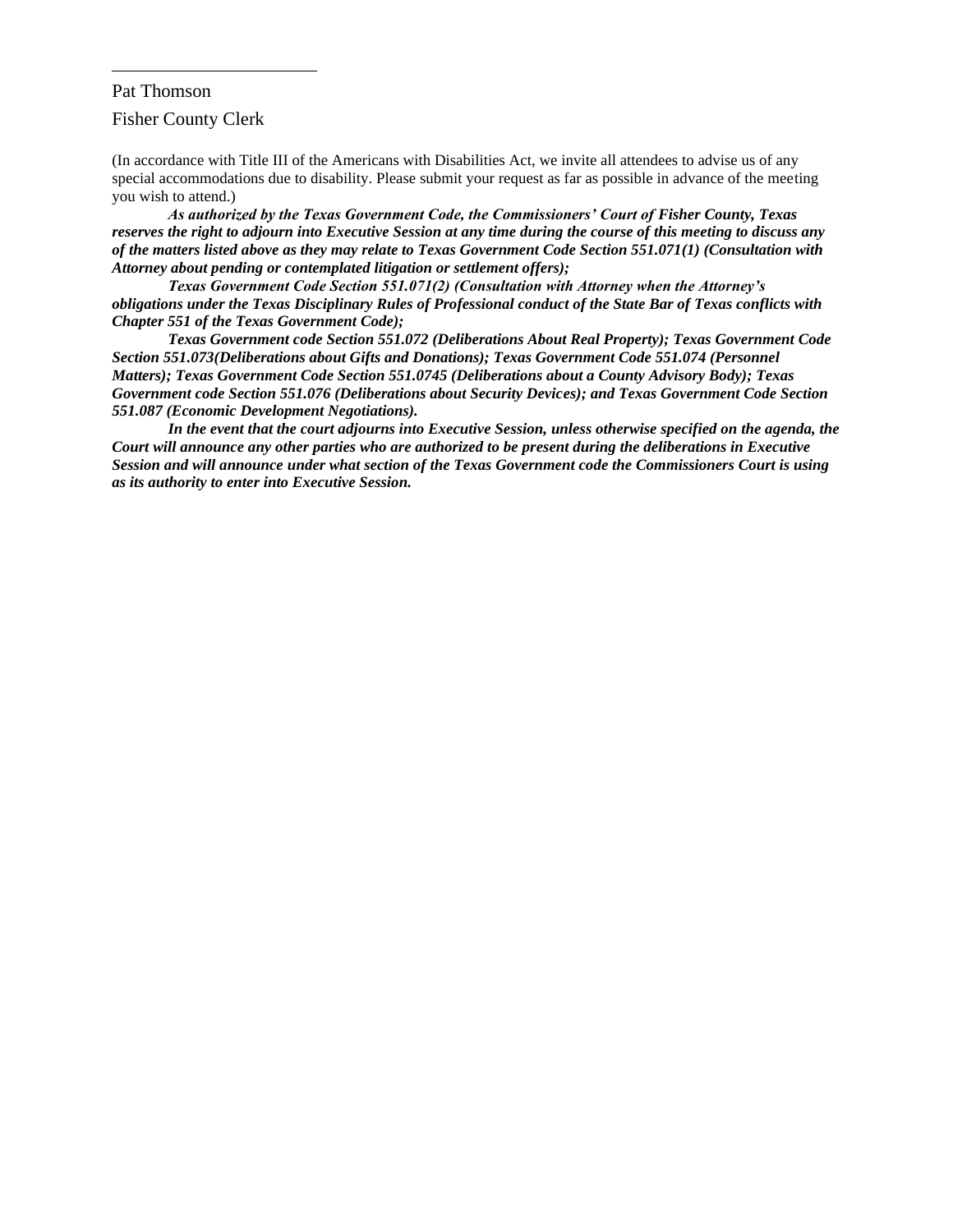\_\_\_\_\_\_\_\_\_\_\_\_\_\_\_\_\_\_\_\_\_\_\_\_\_\_\_\_

Pat Thomson

Fisher County Clerk

(In accordance with Title III of the Americans with Disabilities Act, we invite all attendees to advise us of any special accommodations due to disability. Please submit your request as far as possible in advance of the meeting you wish to attend.)

***As authorized by the Texas Government Code, the Commissioners' Court of Fisher County, Texas reserves the right to adjourn into Executive Session at any time during the course of this meeting to discuss any of the matters listed above as they may relate to Texas Government Code Section 551.071(1) (Consultation with Attorney about pending or contemplated litigation or settlement offers);***

***Texas Government Code Section 551.071(2) (Consultation with Attorney when the Attorney's obligations under the Texas Disciplinary Rules of Professional conduct of the State Bar of Texas conflicts with Chapter 551 of the Texas Government Code);***

***Texas Government code Section 551.072 (Deliberations About Real Property); Texas Government Code Section 551.073(Deliberations about Gifts and Donations); Texas Government Code 551.074 (Personnel Matters); Texas Government Code Section 551.0745 (Deliberations about a County Advisory Body); Texas Government code Section 551.076 (Deliberations about Security Devices); and Texas Government Code Section 551.087 (Economic Development Negotiations).***

***In the event that the court adjourns into Executive Session, unless otherwise specified on the agenda, the Court will announce any other parties who are authorized to be present during the deliberations in Executive Session and will announce under what section of the Texas Government code the Commissioners Court is using as its authority to enter into Executive Session.***